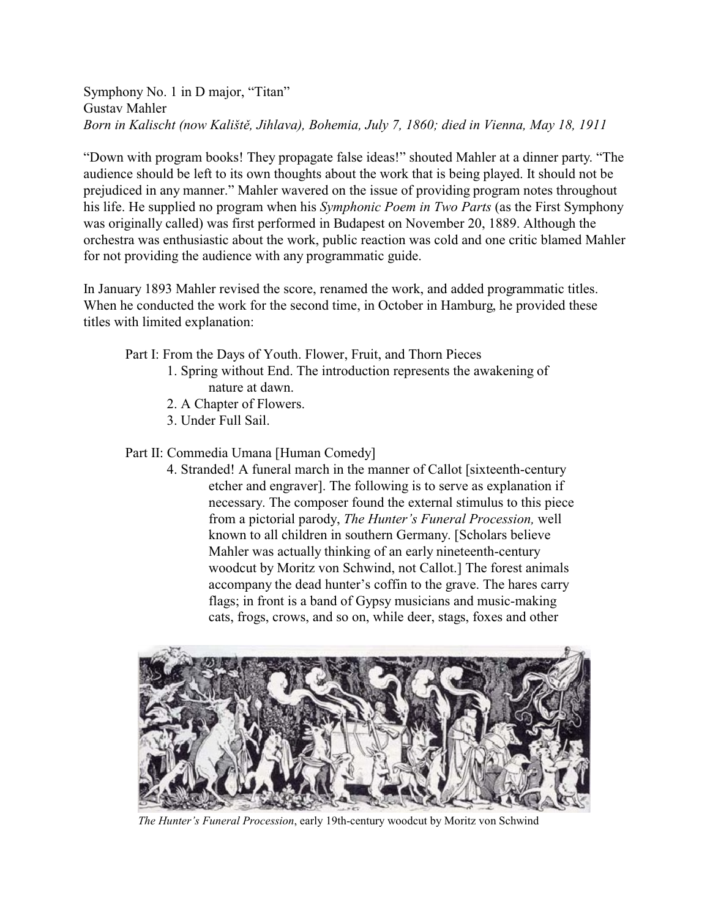Symphony No. 1 in D major, "Titan"
Gustav Mahler
*Born in Kalischt (now Kaliště, Jihlava), Bohemia, July 7, 1860; died in Vienna, May 18, 1911*

"Down with program books! They propagate false ideas!" shouted Mahler at a dinner party. "The audience should be left to its own thoughts about the work that is being played. It should not be prejudiced in any manner." Mahler wavered on the issue of providing program notes throughout his life. He supplied no program when his *Symphonic Poem in Two Parts* (as the First Symphony was originally called) was first performed in Budapest on November 20, 1889. Although the orchestra was enthusiastic about the work, public reaction was cold and one critic blamed Mahler for not providing the audience with any programmatic guide.

In January 1893 Mahler revised the score, renamed the work, and added programmatic titles. When he conducted the work for the second time, in October in Hamburg, he provided these titles with limited explanation:

Part I: From the Days of Youth. Flower, Fruit, and Thorn Pieces

1. Spring without End. The introduction represents the awakening of nature at dawn.
2. A Chapter of Flowers.
3. Under Full Sail.

Part II: Commedia Umana [Human Comedy]

4. Stranded! A funeral march in the manner of Callot [sixteenth-century etcher and engraver]. The following is to serve as explanation if necessary. The composer found the external stimulus to this piece from a pictorial parody, *The Hunter's Funeral Procession,* well known to all children in southern Germany. [Scholars believe Mahler was actually thinking of an early nineteenth-century woodcut by Moritz von Schwind, not Callot.] The forest animals accompany the dead hunter's coffin to the grave. The hares carry flags; in front is a band of Gypsy musicians and music-making cats, frogs, crows, and so on, while deer, stags, foxes and other

*The Hunter's Funeral Procession*, early 19th-century woodcut by Moritz von Schwind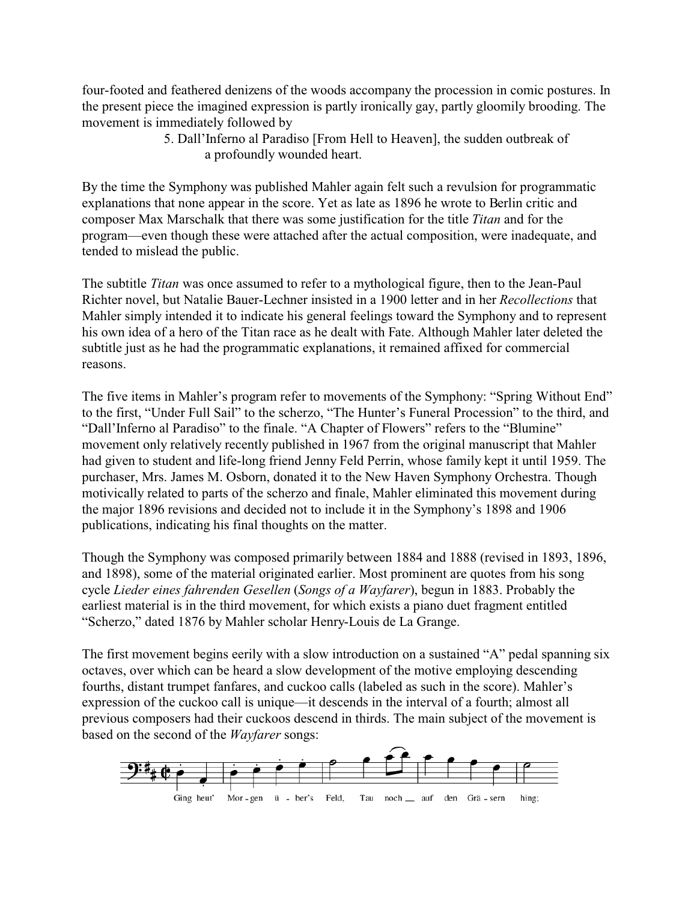four-footed and feathered denizens of the woods accompany the procession in comic postures. In the present piece the imagined expression is partly ironically gay, partly gloomily brooding. The movement is immediately followed by

> 5. Dall'Inferno al Paradiso [From Hell to Heaven], the sudden outbreak of a profoundly wounded heart.

By the time the Symphony was published Mahler again felt such a revulsion for programmatic explanations that none appear in the score. Yet as late as 1896 he wrote to Berlin critic and composer Max Marschalk that there was some justification for the title *Titan* and for the program—even though these were attached after the actual composition, were inadequate, and tended to mislead the public.

The subtitle *Titan* was once assumed to refer to a mythological figure, then to the Jean-Paul Richter novel, but Natalie Bauer-Lechner insisted in a 1900 letter and in her *Recollections* that Mahler simply intended it to indicate his general feelings toward the Symphony and to represent his own idea of a hero of the Titan race as he dealt with Fate. Although Mahler later deleted the subtitle just as he had the programmatic explanations, it remained affixed for commercial reasons.

The five items in Mahler's program refer to movements of the Symphony: "Spring Without End" to the first, "Under Full Sail" to the scherzo, "The Hunter's Funeral Procession" to the third, and "Dall'Inferno al Paradiso" to the finale. "A Chapter of Flowers" refers to the "Blumine" movement only relatively recently published in 1967 from the original manuscript that Mahler had given to student and life-long friend Jenny Feld Perrin, whose family kept it until 1959. The purchaser, Mrs. James M. Osborn, donated it to the New Haven Symphony Orchestra. Though motivically related to parts of the scherzo and finale, Mahler eliminated this movement during the major 1896 revisions and decided not to include it in the Symphony's 1898 and 1906 publications, indicating his final thoughts on the matter.

Though the Symphony was composed primarily between 1884 and 1888 (revised in 1893, 1896, and 1898), some of the material originated earlier. Most prominent are quotes from his song cycle *Lieder eines fahrenden Gesellen* (*Songs of a Wayfarer*), begun in 1883. Probably the earliest material is in the third movement, for which exists a piano duet fragment entitled "Scherzo," dated 1876 by Mahler scholar Henry-Louis de La Grange.

The first movement begins eerily with a slow introduction on a sustained "A" pedal spanning six octaves, over which can be heard a slow development of the motive employing descending fourths, distant trumpet fanfares, and cuckoo calls (labeled as such in the score). Mahler's expression of the cuckoo call is unique—it descends in the interval of a fourth; almost all previous composers had their cuckoos descend in thirds. The main subject of the movement is based on the second of the *Wayfarer* songs:

Ging heut' Mor-gen ü-ber's Feld, Tau noch auf den Grä-sern hing;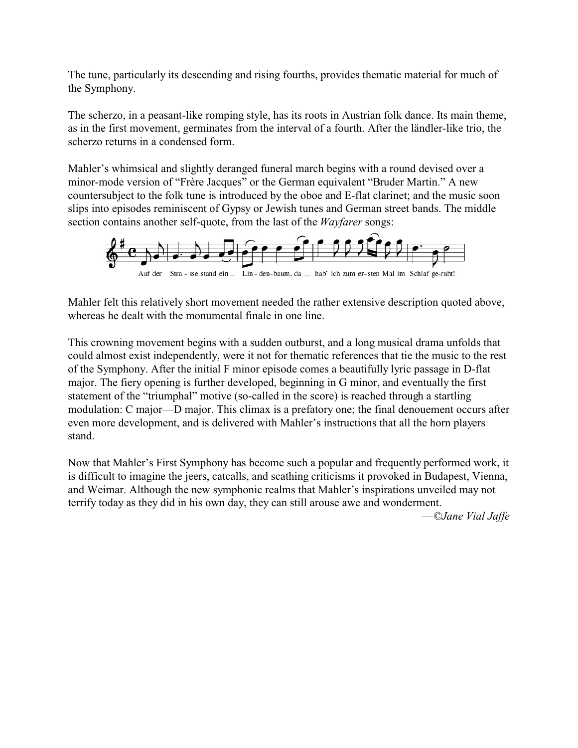The tune, particularly its descending and rising fourths, provides thematic material for much of the Symphony.

The scherzo, in a peasant-like romping style, has its roots in Austrian folk dance. Its main theme, as in the first movement, germinates from the interval of a fourth. After the ländler-like trio, the scherzo returns in a condensed form.

Mahler's whimsical and slightly deranged funeral march begins with a round devised over a minor-mode version of "Frère Jacques" or the German equivalent "Bruder Martin." A new countersubject to the folk tune is introduced by the oboe and E-flat clarinet; and the music soon slips into episodes reminiscent of Gypsy or Jewish tunes and German street bands. The middle section contains another self-quote, from the last of the *Wayfarer* songs:

Auf der Stra - sse stand ein _ Lin - den-baum, da _ hab' ich zum er-sten Mal im Schlaf ge-ruht!

Mahler felt this relatively short movement needed the rather extensive description quoted above, whereas he dealt with the monumental finale in one line.

This crowning movement begins with a sudden outburst, and a long musical drama unfolds that could almost exist independently, were it not for thematic references that tie the music to the rest of the Symphony. After the initial F minor episode comes a beautifully lyric passage in D-flat major. The fiery opening is further developed, beginning in G minor, and eventually the first statement of the "triumphal" motive (so-called in the score) is reached through a startling modulation: C major—D major. This climax is a prefatory one; the final denouement occurs after even more development, and is delivered with Mahler's instructions that all the horn players stand.

Now that Mahler's First Symphony has become such a popular and frequently performed work, it is difficult to imagine the jeers, catcalls, and scathing criticisms it provoked in Budapest, Vienna, and Weimar. Although the new symphonic realms that Mahler's inspirations unveiled may not terrify today as they did in his own day, they can still arouse awe and wonderment.

—©*Jane Vial Jaffe*